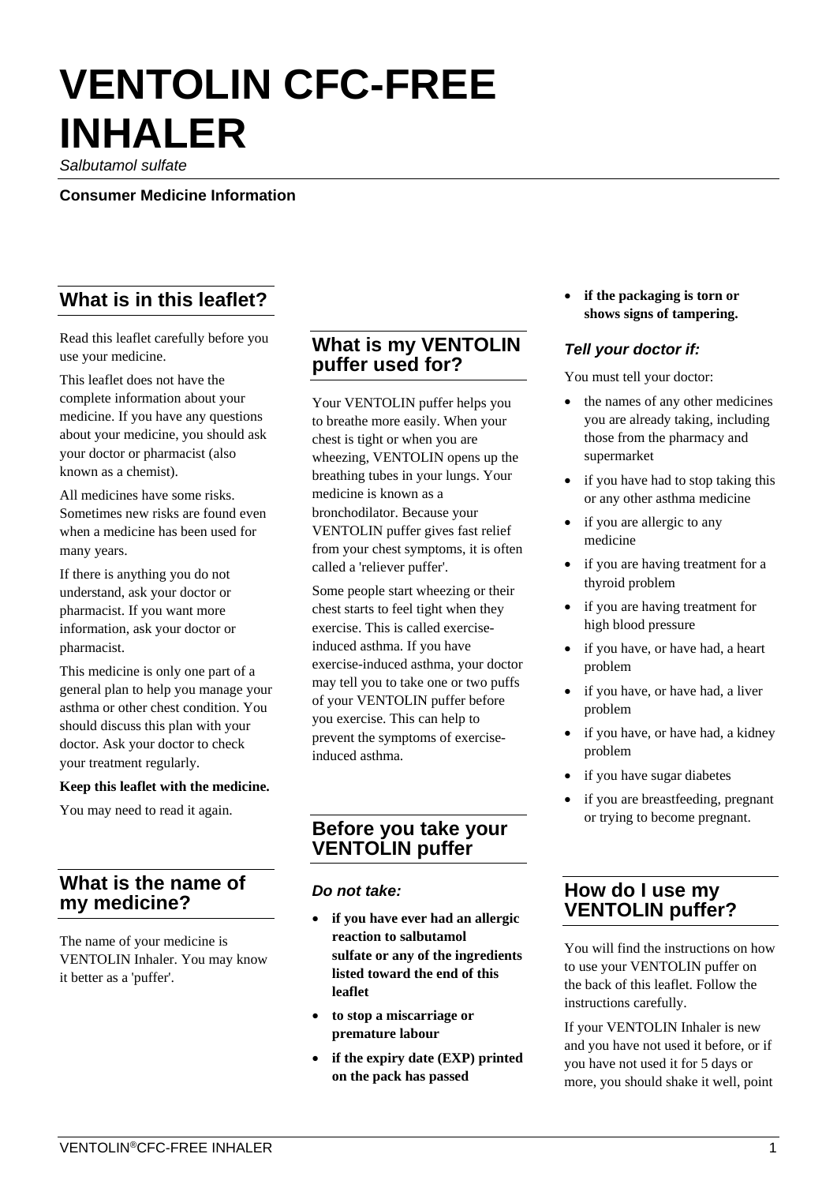# VENTOLIN CFC-FREE INHALER

*Salbutamol sulfate*

**Consumer Medicine Information**

## What is in this leaflet?

Read this leaflet carefully before you use your medicine.

This leaflet does not have the complete information about your medicine. If you have any questions about your medicine, you should ask your doctor or pharmacist (also known as a chemist).

All medicines have some risks. Sometimes new risks are found even when a medicine has been used for many years.

If there is anything you do not understand, ask your doctor or pharmacist. If you want more information, ask your doctor or pharmacist.

This medicine is only one part of a general plan to help you manage your asthma or other chest condition. You should discuss this plan with your doctor. Ask your doctor to check your treatment regularly.

**Keep this leaflet with the medicine.**

You may need to read it again.

## What is the name of my medicine?

The name of your medicine is VENTOLIN Inhaler. You may know it better as a 'puffer'.

## What is my VENTOLIN puffer used for?

Your VENTOLIN puffer helps you to breathe more easily. When your chest is tight or when you are wheezing, VENTOLIN opens up the breathing tubes in your lungs. Your medicine is known as a bronchodilator. Because your VENTOLIN puffer gives fast relief from your chest symptoms, it is often called a 'reliever puffer'.

Some people start wheezing or their chest starts to feel tight when they exercise. This is called exercise-induced asthma. If you have exercise-induced asthma, your doctor may tell you to take one or two puffs of your VENTOLIN puffer before you exercise. This can help to prevent the symptoms of exercise-induced asthma.

## Before you take your VENTOLIN puffer

### *Do not take:*

- **if you have ever had an allergic reaction to salbutamol sulfate or any of the ingredients listed toward the end of this leaflet**
- **to stop a miscarriage or premature labour**
- **if the expiry date (EXP) printed on the pack has passed**
- **if the packaging is torn or shows signs of tampering.**

### *Tell your doctor if:*

You must tell your doctor:

- the names of any other medicines you are already taking, including those from the pharmacy and supermarket
- if you have had to stop taking this or any other asthma medicine
- if you are allergic to any medicine
- if you are having treatment for a thyroid problem
- if you are having treatment for high blood pressure
- if you have, or have had, a heart problem
- if you have, or have had, a liver problem
- if you have, or have had, a kidney problem
- if you have sugar diabetes
- if you are breastfeeding, pregnant or trying to become pregnant.

## How do I use my VENTOLIN puffer?

You will find the instructions on how to use your VENTOLIN puffer on the back of this leaflet. Follow the instructions carefully.

If your VENTOLIN Inhaler is new and you have not used it before, or if you have not used it for 5 days or more, you should shake it well, point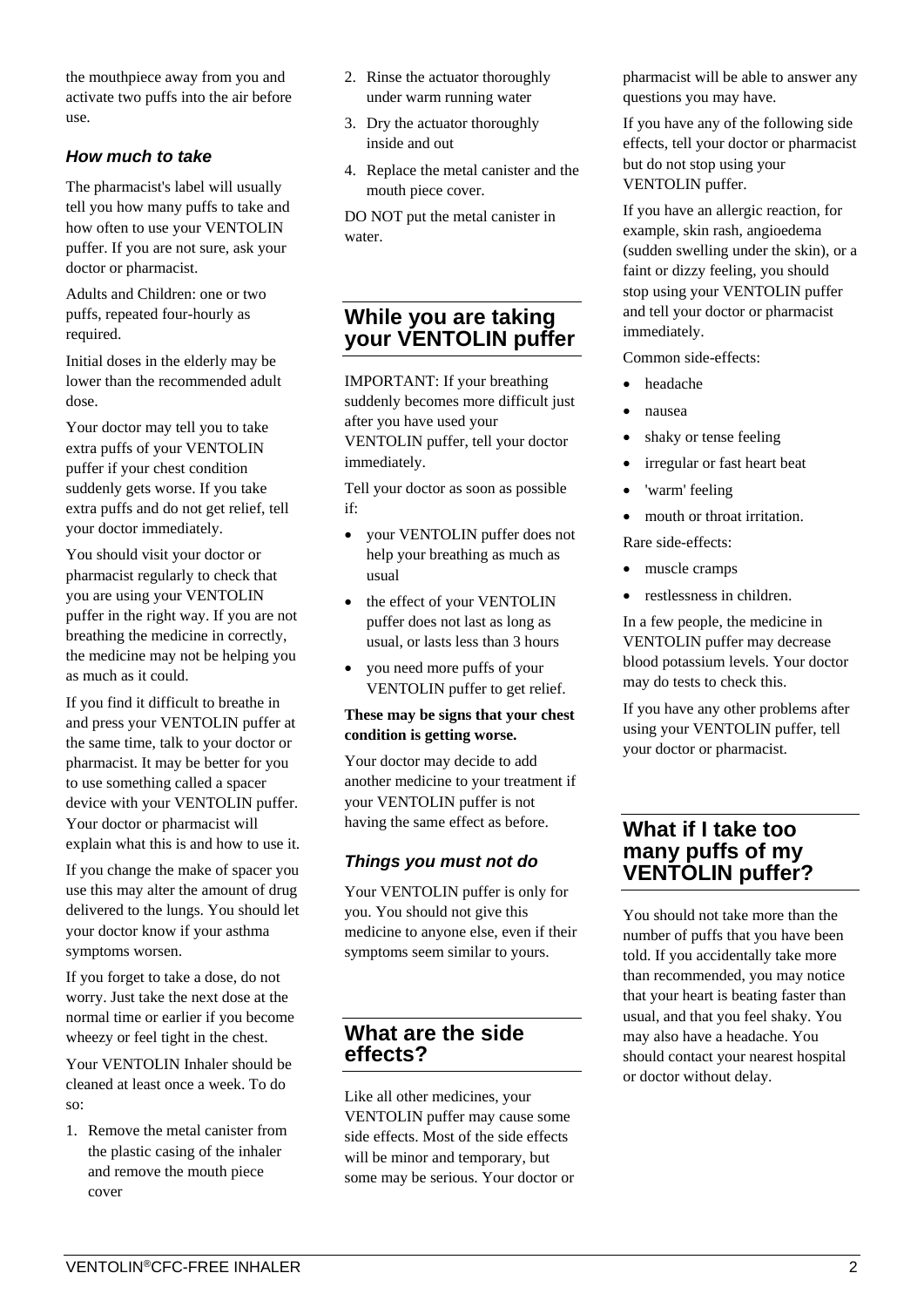the mouthpiece away from you and activate two puffs into the air before use.

### *How much to take*

The pharmacist's label will usually tell you how many puffs to take and how often to use your VENTOLIN puffer. If you are not sure, ask your doctor or pharmacist.

Adults and Children: one or two puffs, repeated four-hourly as required.

Initial doses in the elderly may be lower than the recommended adult dose.

Your doctor may tell you to take extra puffs of your VENTOLIN puffer if your chest condition suddenly gets worse. If you take extra puffs and do not get relief, tell your doctor immediately.

You should visit your doctor or pharmacist regularly to check that you are using your VENTOLIN puffer in the right way. If you are not breathing the medicine in correctly, the medicine may not be helping you as much as it could.

If you find it difficult to breathe in and press your VENTOLIN puffer at the same time, talk to your doctor or pharmacist. It may be better for you to use something called a spacer device with your VENTOLIN puffer. Your doctor or pharmacist will explain what this is and how to use it.

If you change the make of spacer you use this may alter the amount of drug delivered to the lungs. You should let your doctor know if your asthma symptoms worsen.

If you forget to take a dose, do not worry. Just take the next dose at the normal time or earlier if you become wheezy or feel tight in the chest.

Your VENTOLIN Inhaler should be cleaned at least once a week. To do so:

1. Remove the metal canister from the plastic casing of the inhaler and remove the mouth piece cover
2. Rinse the actuator thoroughly under warm running water
3. Dry the actuator thoroughly inside and out
4. Replace the metal canister and the mouth piece cover.

DO NOT put the metal canister in water.

## While you are taking your VENTOLIN puffer

IMPORTANT: If your breathing suddenly becomes more difficult just after you have used your VENTOLIN puffer, tell your doctor immediately.

Tell your doctor as soon as possible if:

- your VENTOLIN puffer does not help your breathing as much as usual
- the effect of your VENTOLIN puffer does not last as long as usual, or lasts less than 3 hours
- you need more puffs of your VENTOLIN puffer to get relief.

**These may be signs that your chest condition is getting worse.**

Your doctor may decide to add another medicine to your treatment if your VENTOLIN puffer is not having the same effect as before.

### *Things you must not do*

Your VENTOLIN puffer is only for you. You should not give this medicine to anyone else, even if their symptoms seem similar to yours.

## What are the side effects?

Like all other medicines, your VENTOLIN puffer may cause some side effects. Most of the side effects will be minor and temporary, but some may be serious. Your doctor or pharmacist will be able to answer any questions you may have.

If you have any of the following side effects, tell your doctor or pharmacist but do not stop using your VENTOLIN puffer.

If you have an allergic reaction, for example, skin rash, angioedema (sudden swelling under the skin), or a faint or dizzy feeling, you should stop using your VENTOLIN puffer and tell your doctor or pharmacist immediately.

Common side-effects:

- headache
- nausea
- shaky or tense feeling
- irregular or fast heart beat
- 'warm' feeling
- mouth or throat irritation.

Rare side-effects:

- muscle cramps
- restlessness in children.

In a few people, the medicine in VENTOLIN puffer may decrease blood potassium levels. Your doctor may do tests to check this.

If you have any other problems after using your VENTOLIN puffer, tell your doctor or pharmacist.

## What if I take too many puffs of my VENTOLIN puffer?

You should not take more than the number of puffs that you have been told. If you accidentally take more than recommended, you may notice that your heart is beating faster than usual, and that you feel shaky. You may also have a headache. You should contact your nearest hospital or doctor without delay.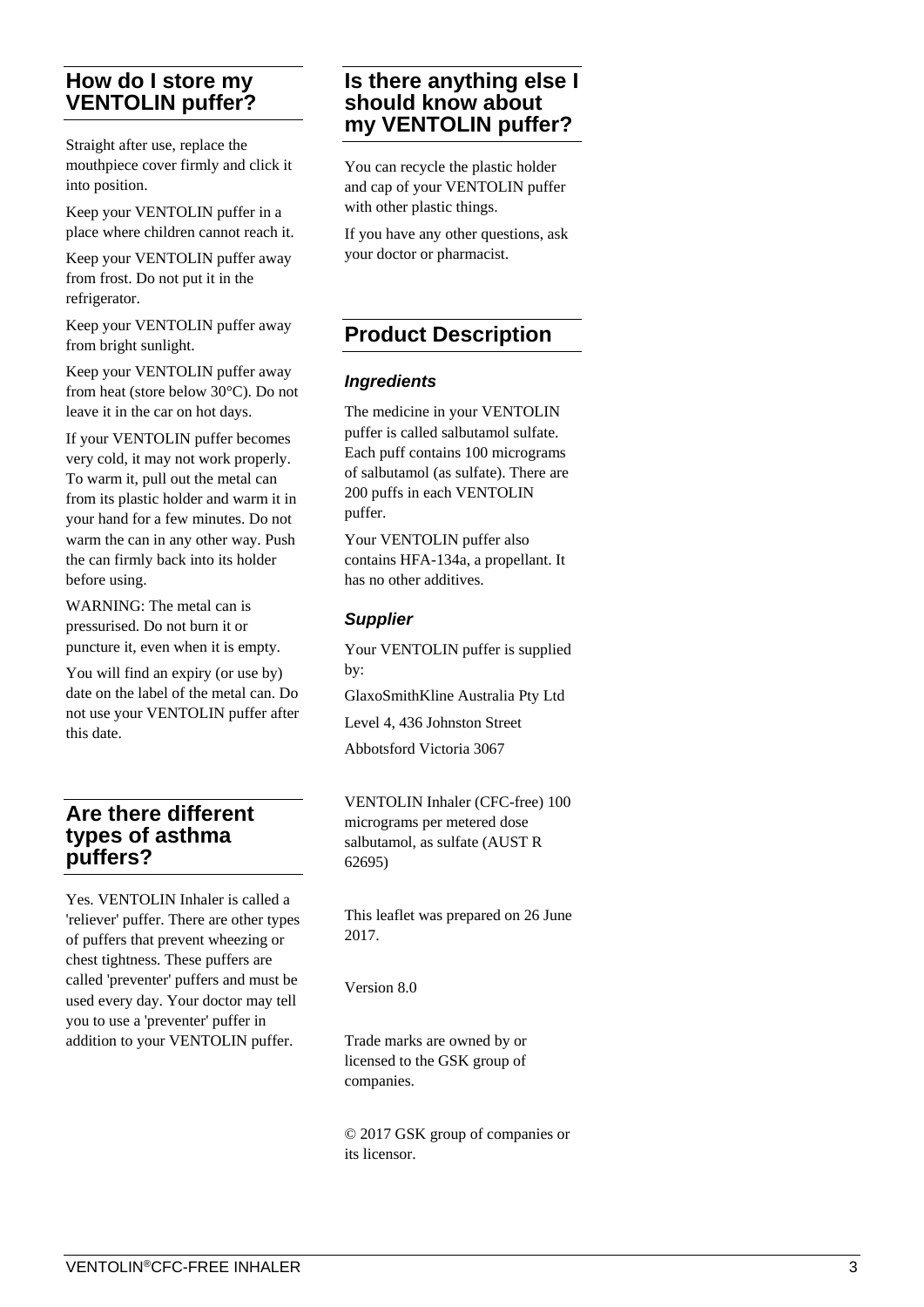## How do I store my VENTOLIN puffer?

Straight after use, replace the mouthpiece cover firmly and click it into position.

Keep your VENTOLIN puffer in a place where children cannot reach it.

Keep your VENTOLIN puffer away from frost. Do not put it in the refrigerator.

Keep your VENTOLIN puffer away from bright sunlight.

Keep your VENTOLIN puffer away from heat (store below 30°C). Do not leave it in the car on hot days.

If your VENTOLIN puffer becomes very cold, it may not work properly. To warm it, pull out the metal can from its plastic holder and warm it in your hand for a few minutes. Do not warm the can in any other way. Push the can firmly back into its holder before using.

WARNING: The metal can is pressurised. Do not burn it or puncture it, even when it is empty.

You will find an expiry (or use by) date on the label of the metal can. Do not use your VENTOLIN puffer after this date.

## Are there different types of asthma puffers?

Yes. VENTOLIN Inhaler is called a 'reliever' puffer. There are other types of puffers that prevent wheezing or chest tightness. These puffers are called 'preventer' puffers and must be used every day. Your doctor may tell you to use a 'preventer' puffer in addition to your VENTOLIN puffer.

## Is there anything else I should know about my VENTOLIN puffer?

You can recycle the plastic holder and cap of your VENTOLIN puffer with other plastic things.

If you have any other questions, ask your doctor or pharmacist.

## Product Description

### *Ingredients*

The medicine in your VENTOLIN puffer is called salbutamol sulfate. Each puff contains 100 micrograms of salbutamol (as sulfate). There are 200 puffs in each VENTOLIN puffer.

Your VENTOLIN puffer also contains HFA-134a, a propellant. It has no other additives.

### *Supplier*

Your VENTOLIN puffer is supplied by:

GlaxoSmithKline Australia Pty Ltd

Level 4, 436 Johnston Street

Abbotsford Victoria 3067

VENTOLIN Inhaler (CFC-free) 100 micrograms per metered dose salbutamol, as sulfate (AUST R 62695)

This leaflet was prepared on 26 June 2017.

Version 8.0

Trade marks are owned by or licensed to the GSK group of companies.

© 2017 GSK group of companies or its licensor.